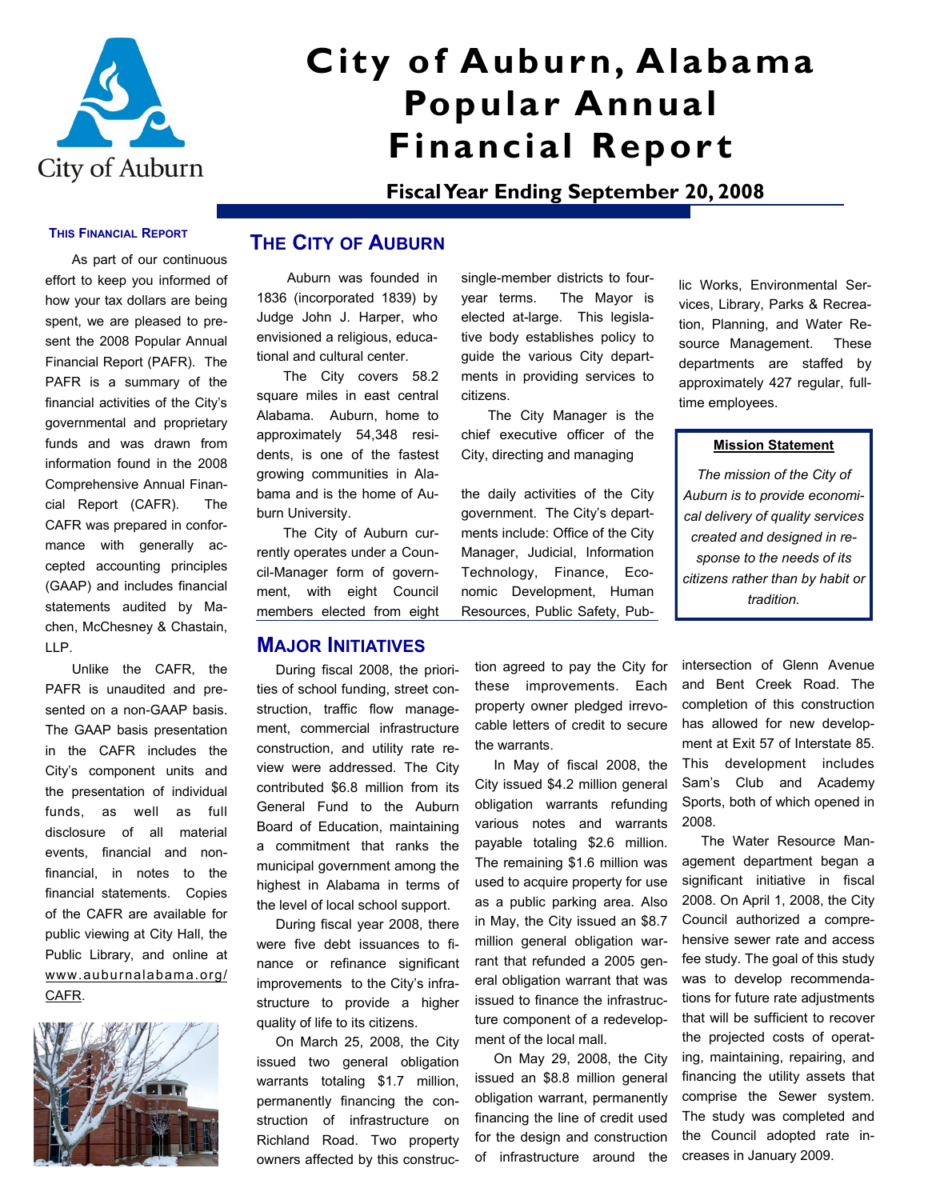# City of Auburn, Alabama Popular Annual Financial Report

## Fiscal Year Ending September 20, 2008

### This Financial Report

As part of our continuous effort to keep you informed of how your tax dollars are being spent, we are pleased to present the 2008 Popular Annual Financial Report (PAFR). The PAFR is a summary of the financial activities of the City's governmental and proprietary funds and was drawn from information found in the 2008 Comprehensive Annual Financial Report (CAFR). The CAFR was prepared in conformance with generally accepted accounting principles (GAAP) and includes financial statements audited by Machen, McChesney & Chastain, LLP.

Unlike the CAFR, the PAFR is unaudited and presented on a non-GAAP basis. The GAAP basis presentation in the CAFR includes the City's component units and the presentation of individual funds, as well as full disclosure of all material events, financial and non-financial, in notes to the financial statements. Copies of the CAFR are available for public viewing at City Hall, the Public Library, and online at www.auburnalabama.org/CAFR.

## The City of Auburn

Auburn was founded in 1836 (incorporated 1839) by Judge John J. Harper, who envisioned a religious, educational and cultural center.

The City covers 58.2 square miles in east central Alabama. Auburn, home to approximately 54,348 residents, is one of the fastest growing communities in Alabama and is the home of Auburn University.

The City of Auburn currently operates under a Council-Manager form of government, with eight Council members elected from eight single-member districts to four-year terms. The Mayor is elected at-large. This legislative body establishes policy to guide the various City departments in providing services to citizens.

The City Manager is the chief executive officer of the City, directing and managing the daily activities of the City government. The City's departments include: Office of the City Manager, Judicial, Information Technology, Finance, Economic Development, Human Resources, Public Safety, Public Works, Environmental Services, Library, Parks & Recreation, Planning, and Water Resource Management. These departments are staffed by approximately 427 regular, full-time employees.

**Mission Statement**

*The mission of the City of Auburn is to provide economical delivery of quality services created and designed in response to the needs of its citizens rather than by habit or tradition.*

## Major Initiatives

During fiscal 2008, the priorities of school funding, street construction, traffic flow management, commercial infrastructure construction, and utility rate review were addressed. The City contributed $6.8 million from its General Fund to the Auburn Board of Education, maintaining a commitment that ranks the municipal government among the highest in Alabama in terms of the level of local school support.

During fiscal year 2008, there were five debt issuances to finance or refinance significant improvements to the City's infrastructure to provide a higher quality of life to its citizens.

On March 25, 2008, the City issued two general obligation warrants totaling $1.7 million, permanently financing the construction of infrastructure on Richland Road. Two property owners affected by this construction agreed to pay the City for these improvements. Each property owner pledged irrevocable letters of credit to secure the warrants.

In May of fiscal 2008, the City issued $4.2 million general obligation warrants refunding various notes and warrants payable totaling $2.6 million. The remaining $1.6 million was used to acquire property for use as a public parking area. Also in May, the City issued an $8.7 million general obligation warrant that refunded a 2005 general obligation warrant that was issued to finance the infrastructure component of a redevelopment of the local mall.

On May 29, 2008, the City issued an $8.8 million general obligation warrant, permanently financing the line of credit used for the design and construction of infrastructure around the intersection of Glenn Avenue and Bent Creek Road. The completion of this construction has allowed for new development at Exit 57 of Interstate 85. This development includes Sam's Club and Academy Sports, both of which opened in 2008.

The Water Resource Management department began a significant initiative in fiscal 2008. On April 1, 2008, the City Council authorized a comprehensive sewer rate and access fee study. The goal of this study was to develop recommendations for future rate adjustments that will be sufficient to recover the projected costs of operating, maintaining, repairing, and financing the utility assets that comprise the Sewer system. The study was completed and the Council adopted rate increases in January 2009.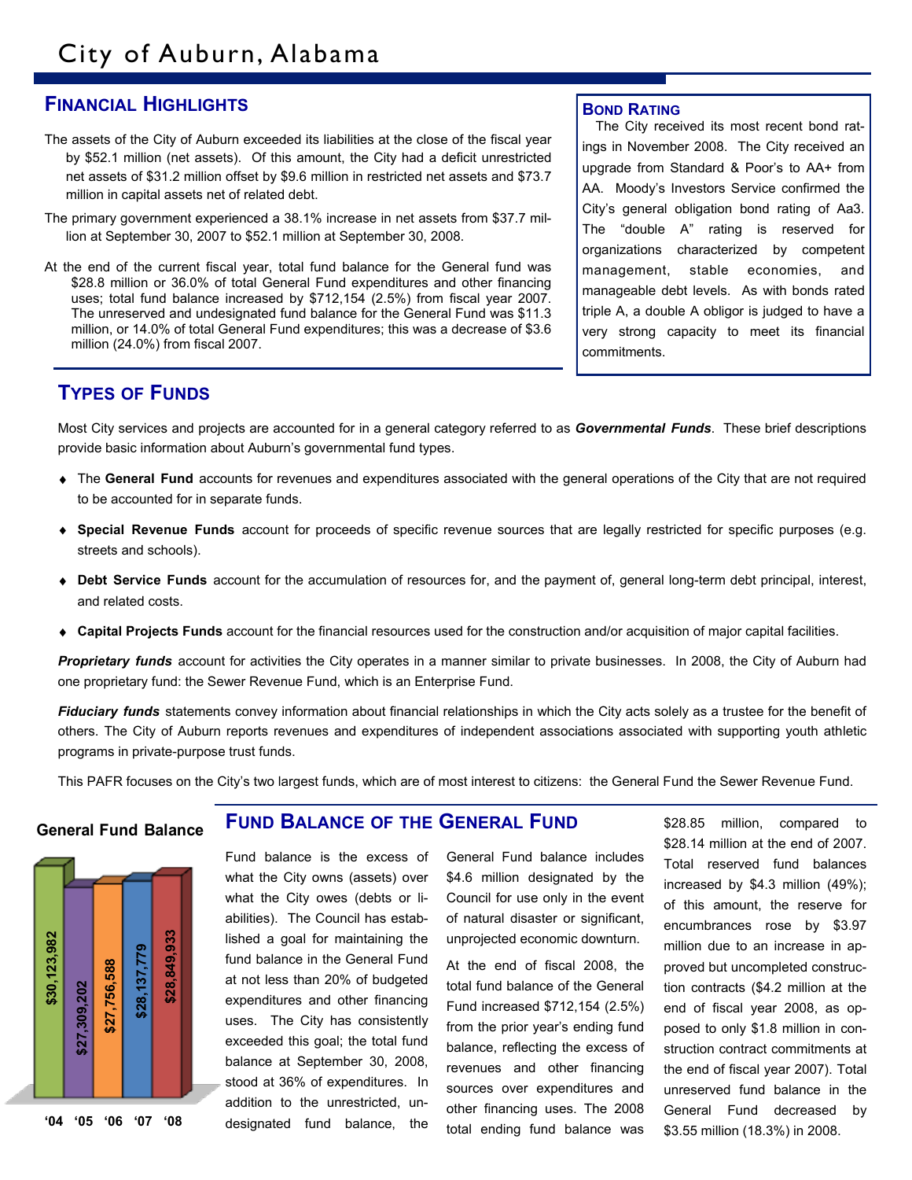# City of Auburn, Alabama

## Financial Highlights

The assets of the City of Auburn exceeded its liabilities at the close of the fiscal year by $52.1 million (net assets). Of this amount, the City had a deficit unrestricted net assets of $31.2 million offset by $9.6 million in restricted net assets and $73.7 million in capital assets net of related debt.

The primary government experienced a 38.1% increase in net assets from $37.7 million at September 30, 2007 to $52.1 million at September 30, 2008.

At the end of the current fiscal year, total fund balance for the General fund was $28.8 million or 36.0% of total General Fund expenditures and other financing uses; total fund balance increased by $712,154 (2.5%) from fiscal year 2007. The unreserved and undesignated fund balance for the General Fund was $11.3 million, or 14.0% of total General Fund expenditures; this was a decrease of $3.6 million (24.0%) from fiscal 2007.

## Bond Rating

The City received its most recent bond ratings in November 2008. The City received an upgrade from Standard & Poor's to AA+ from AA. Moody's Investors Service confirmed the City's general obligation bond rating of Aa3. The "double A" rating is reserved for organizations characterized by competent management, stable economies, and manageable debt levels. As with bonds rated triple A, a double A obligor is judged to have a very strong capacity to meet its financial commitments.

## Types of Funds

Most City services and projects are accounted for in a general category referred to as ***Governmental Funds***. These brief descriptions provide basic information about Auburn's governmental fund types.

- The **General Fund** accounts for revenues and expenditures associated with the general operations of the City that are not required to be accounted for in separate funds.
- **Special Revenue Funds** account for proceeds of specific revenue sources that are legally restricted for specific purposes (e.g. streets and schools).
- **Debt Service Funds** account for the accumulation of resources for, and the payment of, general long-term debt principal, interest, and related costs.
- **Capital Projects Funds** account for the financial resources used for the construction and/or acquisition of major capital facilities.

***Proprietary funds*** account for activities the City operates in a manner similar to private businesses. In 2008, the City of Auburn had one proprietary fund: the Sewer Revenue Fund, which is an Enterprise Fund.

***Fiduciary funds*** statements convey information about financial relationships in which the City acts solely as a trustee for the benefit of others. The City of Auburn reports revenues and expenditures of independent associations associated with supporting youth athletic programs in private-purpose trust funds.

This PAFR focuses on the City's two largest funds, which are of most interest to citizens: the General Fund the Sewer Revenue Fund.

**General Fund Balance**

| Year | General Fund Balance |
|---|---|
| '04 | $30,123,982 |
| '05 | $27,309,202 |
| '06 | $27,756,588 |
| '07 | $28,137,779 |
| '08 | $28,849,933 |

## Fund Balance of the General Fund

Fund balance is the excess of what the City owns (assets) over what the City owes (debts or liabilities). The Council has established a goal for maintaining the fund balance in the General Fund at not less than 20% of budgeted expenditures and other financing uses. The City has consistently exceeded this goal; the total fund balance at September 30, 2008, stood at 36% of expenditures. In addition to the unrestricted, undesignated fund balance, the General Fund balance includes $4.6 million designated by the Council for use only in the event of natural disaster or significant, unprojected economic downturn.

At the end of fiscal 2008, the total fund balance of the General Fund increased $712,154 (2.5%) from the prior year's ending fund balance, reflecting the excess of revenues and other financing sources over expenditures and other financing uses. The 2008 total ending fund balance was $28.85 million, compared to $28.14 million at the end of 2007. Total reserved fund balances increased by $4.3 million (49%); of this amount, the reserve for encumbrances rose by $3.97 million due to an increase in approved but uncompleted construction contracts ($4.2 million at the end of fiscal year 2008, as opposed to only $1.8 million in construction contract commitments at the end of fiscal year 2007). Total unreserved fund balance in the General Fund decreased by $3.55 million (18.3%) in 2008.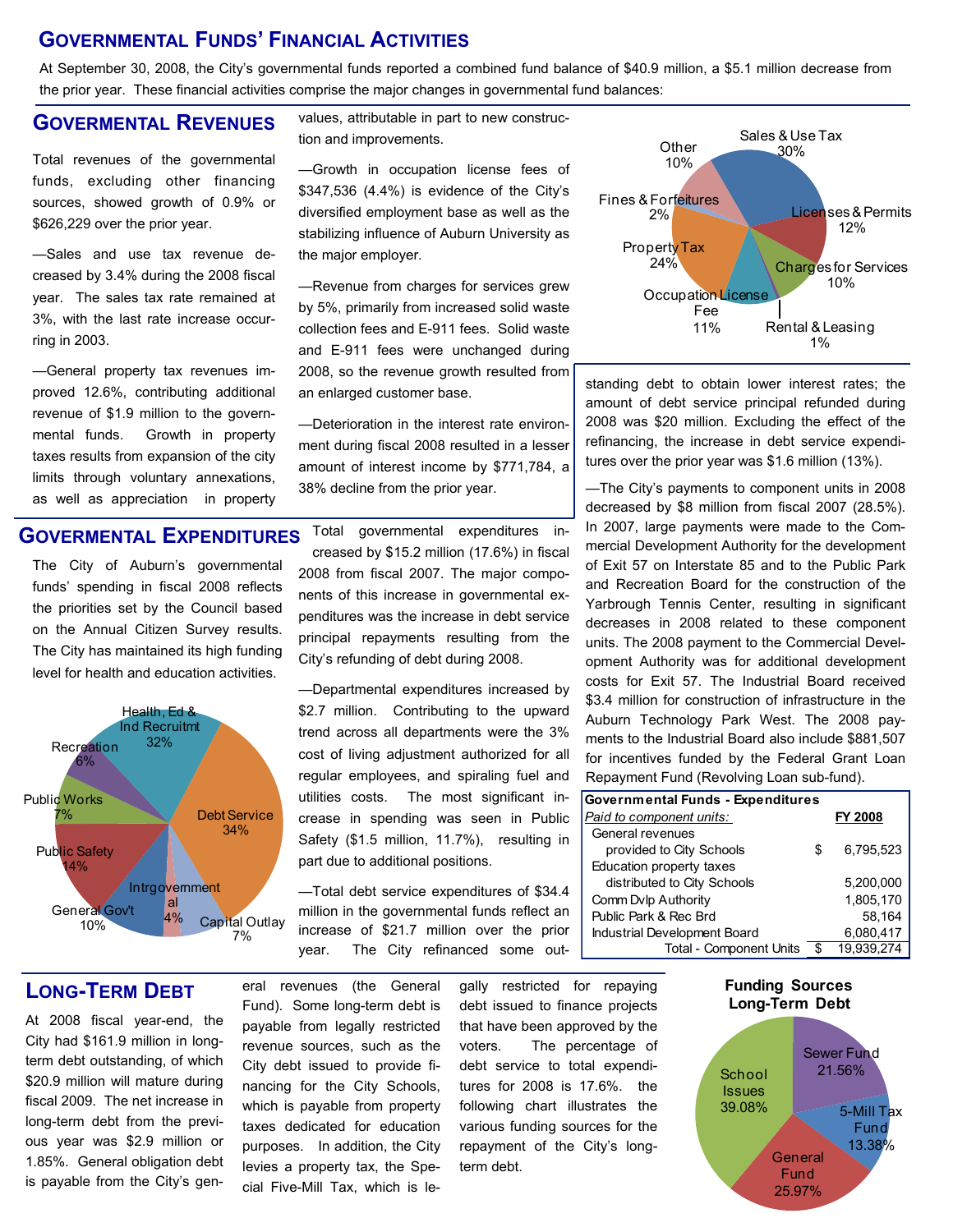# Governmental Funds' Financial Activities

At September 30, 2008, the City's governmental funds reported a combined fund balance of $40.9 million, a $5.1 million decrease from the prior year. These financial activities comprise the major changes in governmental fund balances:

## Govermental Revenues

Total revenues of the governmental funds, excluding other financing sources, showed growth of 0.9% or $626,229 over the prior year.

—Sales and use tax revenue decreased by 3.4% during the 2008 fiscal year. The sales tax rate remained at 3%, with the last rate increase occurring in 2003.

—General property tax revenues improved 12.6%, contributing additional revenue of $1.9 million to the governmental funds. Growth in property taxes results from expansion of the city limits through voluntary annexations, as well as appreciation in property values, attributable in part to new construction and improvements.

—Growth in occupation license fees of $347,536 (4.4%) is evidence of the City's diversified employment base as well as the stabilizing influence of Auburn University as the major employer.

—Revenue from charges for services grew by 5%, primarily from increased solid waste collection fees and E-911 fees. Solid waste and E-911 fees were unchanged during 2008, so the revenue growth resulted from an enlarged customer base.

—Deterioration in the interest rate environment during fiscal 2008 resulted in a lesser amount of interest income by $771,784, a 38% decline from the prior year.

Sales & Use Tax 30%; Licenses & Permits 12%; Charges for Services 10%; Rental & Leasing 1%; Occupation License Fee 11%; Property Tax 24%; Fines & Forfeitures 2%; Other 10%

## Govermental Expenditures

The City of Auburn's governmental funds' spending in fiscal 2008 reflects the priorities set by the Council based on the Annual Citizen Survey results. The City has maintained its high funding level for health and education activities.

Health, Ed & Ind Recruitmt 32%; Debt Service 34%; Capital Outlay 7%; Intrgovernmental 4%; General Gov't 10%; Public Safety 14%; Public Works 7%; Recreation 6%

Total governmental expenditures increased by $15.2 million (17.6%) in fiscal 2008 from fiscal 2007. The major components of this increase in governmental expenditures was the increase in debt service principal repayments resulting from the City's refunding of debt during 2008.

—Departmental expenditures increased by $2.7 million. Contributing to the upward trend across all departments were the 3% cost of living adjustment authorized for all regular employees, and spiraling fuel and utilities costs. The most significant increase in spending was seen in Public Safety ($1.5 million, 11.7%), resulting in part due to additional positions.

—Total debt service expenditures of $34.4 million in the governmental funds reflect an increase of $21.7 million over the prior year. The City refinanced some outstanding debt to obtain lower interest rates; the amount of debt service principal refunded during 2008 was $20 million. Excluding the effect of the refinancing, the increase in debt service expenditures over the prior year was $1.6 million (13%).

—The City's payments to component units in 2008 decreased by $8 million from fiscal 2007 (28.5%). In 2007, large payments were made to the Commercial Development Authority for the development of Exit 57 on Interstate 85 and to the Public Park and Recreation Board for the construction of the Yarbrough Tennis Center, resulting in significant decreases in 2008 related to these component units. The 2008 payment to the Commercial Development Authority was for additional development costs for Exit 57. The Industrial Board received $3.4 million for construction of infrastructure in the Auburn Technology Park West. The 2008 payments to the Industrial Board also include $881,507 for incentives funded by the Federal Grant Loan Repayment Fund (Revolving Loan sub-fund).

| **Governmental Funds - Expenditures** | | |
|---|---|---|
| *Paid to component units:* | | **FY 2008** |
| General revenues provided to City Schools | $ | 6,795,523 |
| Education property taxes distributed to City Schools | | 5,200,000 |
| Comm Dvlp Authority | | 1,805,170 |
| Public Park & Rec Brd | | 58,164 |
| Industrial Development Board | | 6,080,417 |
| Total - Component Units | $ | 19,939,274 |

## Long-Term Debt

At 2008 fiscal year-end, the City had $161.9 million in long-term debt outstanding, of which $20.9 million will mature during fiscal 2009. The net increase in long-term debt from the previous year was $2.9 million or 1.85%. General obligation debt is payable from the City's general revenues (the General Fund). Some long-term debt is payable from legally restricted revenue sources, such as the City debt issued to provide financing for the City Schools, which is payable from property taxes dedicated for education purposes. In addition, the City levies a property tax, the Special Five-Mill Tax, which is legally restricted for repaying debt issued to finance projects that have been approved by the voters. The percentage of debt service to total expenditures for 2008 is 17.6%. the following chart illustrates the various funding sources for the repayment of the City's long-term debt.

**Funding Sources Long-Term Debt**

School Issues 39.08%; Sewer Fund 21.56%; 5-Mill Tax Fund 13.38%; General Fund 25.97%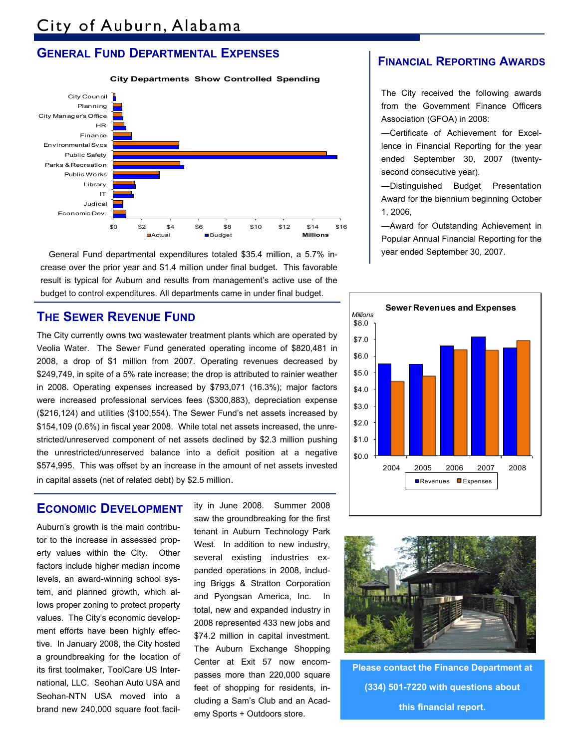# City of Auburn, Alabama

## General Fund Departmental Expenses

City Departments Show Controlled Spending

City Council
Planning
City Manager's Office
HR
Finance
Environmental Svcs
Public Safety
Parks & Recreation
Public Works
Library
IT
Judical
Economic Dev.

$0 $2 $4 $6 $8 $10 $12 $14 $16
Millions

Actual
Budget

General Fund departmental expenditures totaled $35.4 million, a 5.7% increase over the prior year and $1.4 million under final budget. This favorable result is typical for Auburn and results from management's active use of the budget to control expenditures. All departments came in under final budget.

## The Sewer Revenue Fund

The City currently owns two wastewater treatment plants which are operated by Veolia Water. The Sewer Fund generated operating income of $820,481 in 2008, a drop of $1 million from 2007. Operating revenues decreased by $249,749, in spite of a 5% rate increase; the drop is attributed to rainier weather in 2008. Operating expenses increased by $793,071 (16.3%); major factors were increased professional services fees ($300,883), depreciation expense ($216,124) and utilities ($100,554). The Sewer Fund's net assets increased by $154,109 (0.6%) in fiscal year 2008. While total net assets increased, the unrestricted/unreserved component of net assets declined by $2.3 million pushing the unrestricted/unreserved balance into a deficit position at a negative $574,995. This was offset by an increase in the amount of net assets invested in capital assets (net of related debt) by $2.5 million.

## Economic Development

Auburn's growth is the main contributor to the increase in assessed property values within the City. Other factors include higher median income levels, an award-winning school system, and planned growth, which allows proper zoning to protect property values. The City's economic development efforts have been highly effective. In January 2008, the City hosted a groundbreaking for the location of its first toolmaker, ToolCare US International, LLC. Seohan Auto USA and Seohan-NTN USA moved into a brand new 240,000 square foot facility in June 2008. Summer 2008 saw the groundbreaking for the first tenant in Auburn Technology Park West. In addition to new industry, several existing industries expanded operations in 2008, including Briggs & Stratton Corporation and Pyongsan America, Inc. In total, new and expanded industry in 2008 represented 433 new jobs and $74.2 million in capital investment. The Auburn Exchange Shopping Center at Exit 57 now encompasses more than 220,000 square feet of shopping for residents, including a Sam's Club and an Academy Sports + Outdoors store.

## Financial Reporting Awards

The City received the following awards from the Government Finance Officers Association (GFOA) in 2008:

—Certificate of Achievement for Excellence in Financial Reporting for the year ended September 30, 2007 (twenty-second consecutive year).

—Distinguished Budget Presentation Award for the biennium beginning October 1, 2006,

—Award for Outstanding Achievement in Popular Annual Financial Reporting for the year ended September 30, 2007.

Sewer Revenues and Expenses

Millions

$8.0
$7.0
$6.0
$5.0
$4.0
$3.0
$2.0
$1.0
$0.0

2004 2005 2006 2007 2008

Revenues
Expenses

**Please contact the Finance Department at (334) 501-7220 with questions about this financial report.**